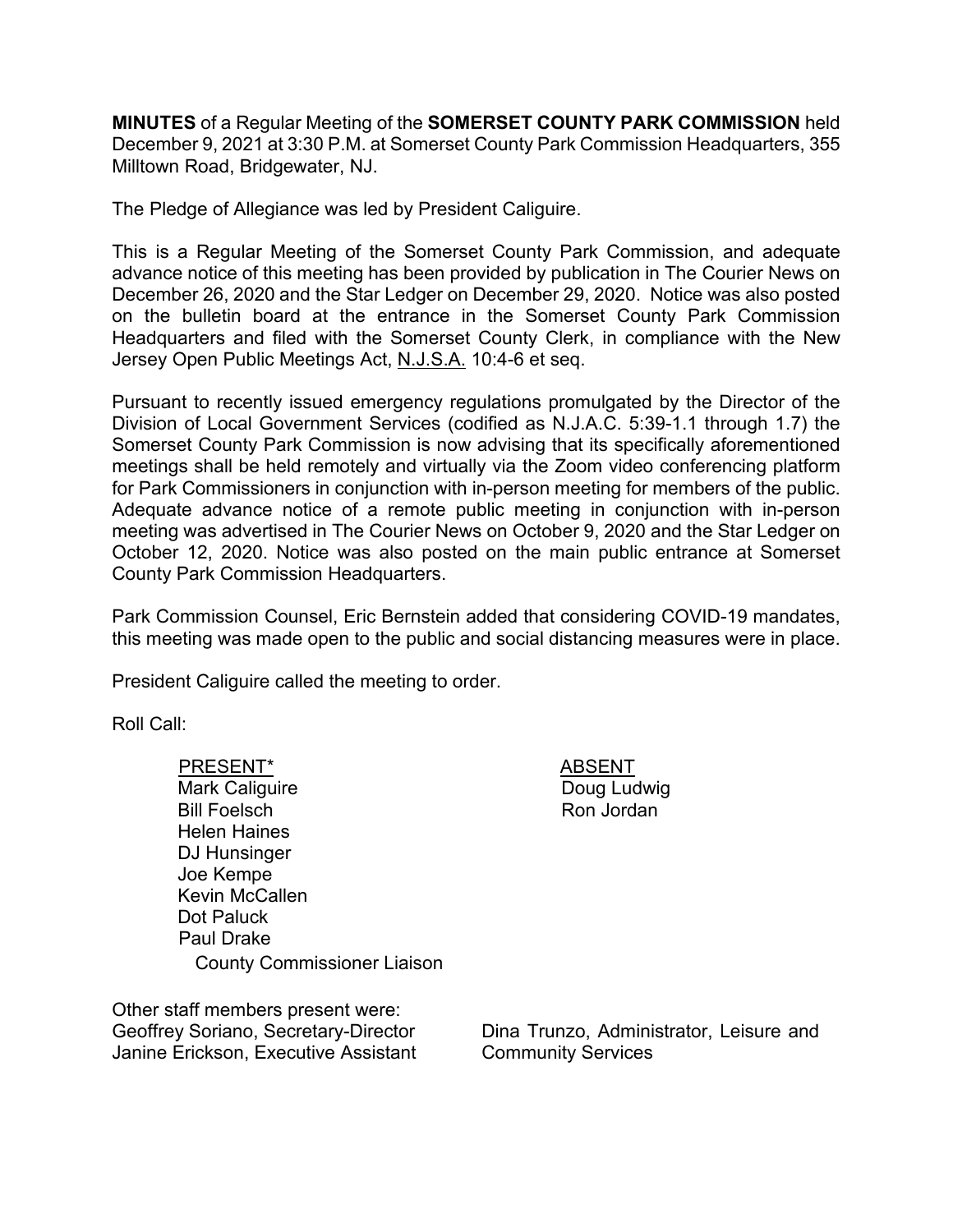**MINUTES** of a Regular Meeting of the **SOMERSET COUNTY PARK COMMISSION** held December 9, 2021 at 3:30 P.M. at Somerset County Park Commission Headquarters, 355 Milltown Road, Bridgewater, NJ.

The Pledge of Allegiance was led by President Caliguire.

This is a Regular Meeting of the Somerset County Park Commission, and adequate advance notice of this meeting has been provided by publication in The Courier News on December 26, 2020 and the Star Ledger on December 29, 2020. Notice was also posted on the bulletin board at the entrance in the Somerset County Park Commission Headquarters and filed with the Somerset County Clerk, in compliance with the New Jersey Open Public Meetings Act, N.J.S.A. 10:4-6 et seq.

Pursuant to recently issued emergency regulations promulgated by the Director of the Division of Local Government Services (codified as N.J.A.C. 5:39-1.1 through 1.7) the Somerset County Park Commission is now advising that its specifically aforementioned meetings shall be held remotely and virtually via the Zoom video conferencing platform for Park Commissioners in conjunction with in-person meeting for members of the public. Adequate advance notice of a remote public meeting in conjunction with in-person meeting was advertised in The Courier News on October 9, 2020 and the Star Ledger on October 12, 2020. Notice was also posted on the main public entrance at Somerset County Park Commission Headquarters.

Park Commission Counsel, Eric Bernstein added that considering COVID-19 mandates, this meeting was made open to the public and social distancing measures were in place.

President Caliguire called the meeting to order.

Roll Call:

| PRESENT* | ABSENT |
|---|---|
| Mark Caliguire | Doug Ludwig |
| Bill Foelsch | Ron Jordan |
| Helen Haines | |
| DJ Hunsinger | |
| Joe Kempe | |
| Kevin McCallen | |
| Dot Paluck | |
| Paul Drake<br>County Commissioner Liaison | |

Other staff members present were:

Geoffrey Soriano, Secretary-Director
Janine Erickson, Executive Assistant
Dina Trunzo, Administrator, Leisure and Community Services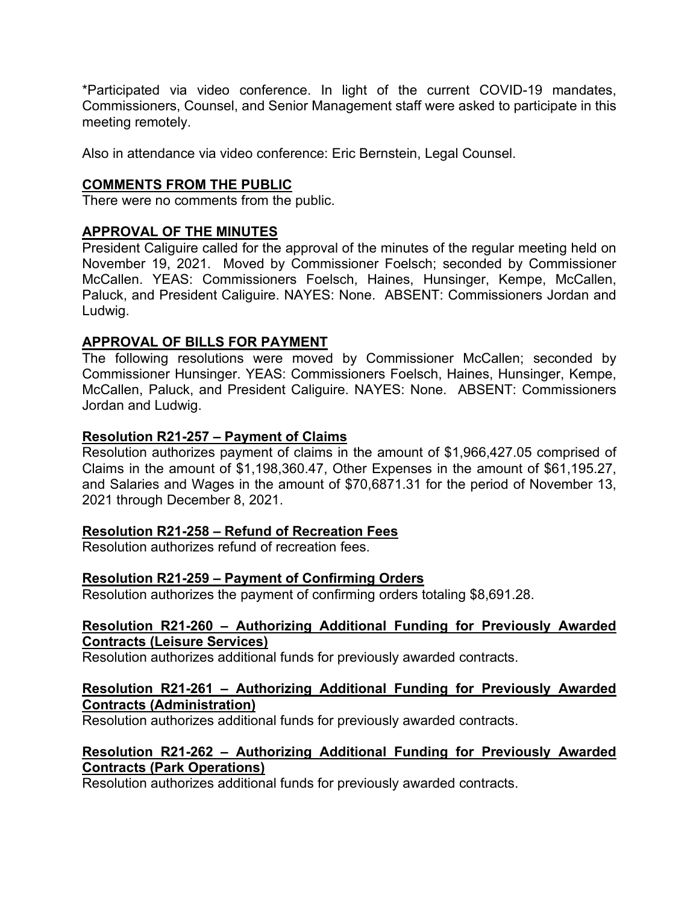*Participated via video conference. In light of the current COVID-19 mandates, Commissioners, Counsel, and Senior Management staff were asked to participate in this meeting remotely.

Also in attendance via video conference: Eric Bernstein, Legal Counsel.

## COMMENTS FROM THE PUBLIC

There were no comments from the public.

## APPROVAL OF THE MINUTES

President Caliguire called for the approval of the minutes of the regular meeting held on November 19, 2021. Moved by Commissioner Foelsch; seconded by Commissioner McCallen. YEAS: Commissioners Foelsch, Haines, Hunsinger, Kempe, McCallen, Paluck, and President Caliguire. NAYES: None. ABSENT: Commissioners Jordan and Ludwig.

## APPROVAL OF BILLS FOR PAYMENT

The following resolutions were moved by Commissioner McCallen; seconded by Commissioner Hunsinger. YEAS: Commissioners Foelsch, Haines, Hunsinger, Kempe, McCallen, Paluck, and President Caliguire. NAYES: None. ABSENT: Commissioners Jordan and Ludwig.

### Resolution R21-257 – Payment of Claims

Resolution authorizes payment of claims in the amount of $1,966,427.05 comprised of Claims in the amount of $1,198,360.47, Other Expenses in the amount of $61,195.27, and Salaries and Wages in the amount of $70,6871.31 for the period of November 13, 2021 through December 8, 2021.

### Resolution R21-258 – Refund of Recreation Fees

Resolution authorizes refund of recreation fees.

### Resolution R21-259 – Payment of Confirming Orders

Resolution authorizes the payment of confirming orders totaling $8,691.28.

### Resolution R21-260 – Authorizing Additional Funding for Previously Awarded Contracts (Leisure Services)

Resolution authorizes additional funds for previously awarded contracts.

### Resolution R21-261 – Authorizing Additional Funding for Previously Awarded Contracts (Administration)

Resolution authorizes additional funds for previously awarded contracts.

### Resolution R21-262 – Authorizing Additional Funding for Previously Awarded Contracts (Park Operations)

Resolution authorizes additional funds for previously awarded contracts.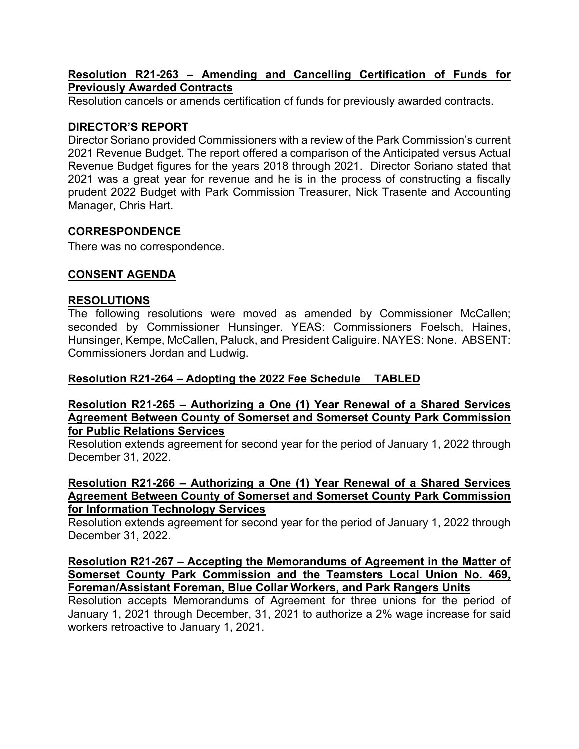**Resolution R21-263 – Amending and Cancelling Certification of Funds for Previously Awarded Contracts**

Resolution cancels or amends certification of funds for previously awarded contracts.

**DIRECTOR'S REPORT**

Director Soriano provided Commissioners with a review of the Park Commission's current 2021 Revenue Budget. The report offered a comparison of the Anticipated versus Actual Revenue Budget figures for the years 2018 through 2021. Director Soriano stated that 2021 was a great year for revenue and he is in the process of constructing a fiscally prudent 2022 Budget with Park Commission Treasurer, Nick Trasente and Accounting Manager, Chris Hart.

**CORRESPONDENCE**

There was no correspondence.

**CONSENT AGENDA**

**RESOLUTIONS**

The following resolutions were moved as amended by Commissioner McCallen; seconded by Commissioner Hunsinger. YEAS: Commissioners Foelsch, Haines, Hunsinger, Kempe, McCallen, Paluck, and President Caliguire. NAYES: None. ABSENT: Commissioners Jordan and Ludwig.

**Resolution R21-264 – Adopting the 2022 Fee Schedule TABLED**

**Resolution R21-265 – Authorizing a One (1) Year Renewal of a Shared Services Agreement Between County of Somerset and Somerset County Park Commission for Public Relations Services**

Resolution extends agreement for second year for the period of January 1, 2022 through December 31, 2022.

**Resolution R21-266 – Authorizing a One (1) Year Renewal of a Shared Services Agreement Between County of Somerset and Somerset County Park Commission for Information Technology Services**

Resolution extends agreement for second year for the period of January 1, 2022 through December 31, 2022.

**Resolution R21-267 – Accepting the Memorandums of Agreement in the Matter of Somerset County Park Commission and the Teamsters Local Union No. 469, Foreman/Assistant Foreman, Blue Collar Workers, and Park Rangers Units**

Resolution accepts Memorandums of Agreement for three unions for the period of January 1, 2021 through December, 31, 2021 to authorize a 2% wage increase for said workers retroactive to January 1, 2021.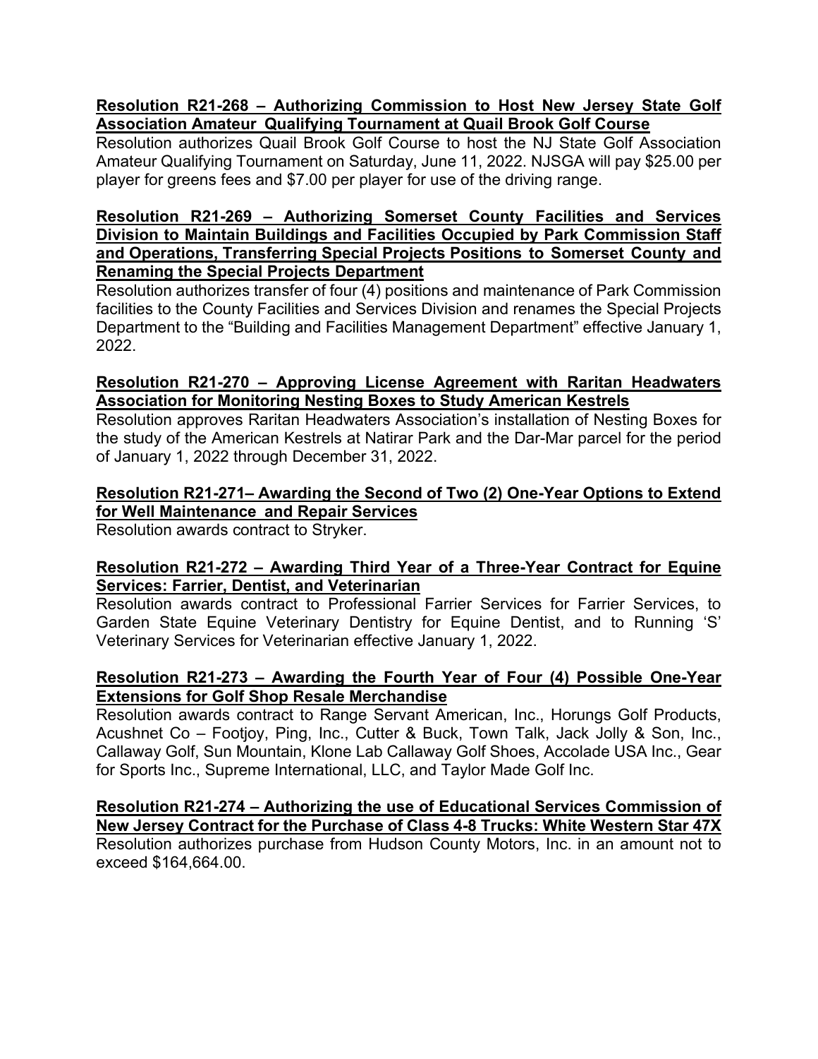**Resolution R21-268 – Authorizing Commission to Host New Jersey State Golf Association Amateur Qualifying Tournament at Quail Brook Golf Course**

Resolution authorizes Quail Brook Golf Course to host the NJ State Golf Association Amateur Qualifying Tournament on Saturday, June 11, 2022. NJSGA will pay $25.00 per player for greens fees and $7.00 per player for use of the driving range.

**Resolution R21-269 – Authorizing Somerset County Facilities and Services Division to Maintain Buildings and Facilities Occupied by Park Commission Staff and Operations, Transferring Special Projects Positions to Somerset County and Renaming the Special Projects Department**

Resolution authorizes transfer of four (4) positions and maintenance of Park Commission facilities to the County Facilities and Services Division and renames the Special Projects Department to the "Building and Facilities Management Department" effective January 1, 2022.

**Resolution R21-270 – Approving License Agreement with Raritan Headwaters Association for Monitoring Nesting Boxes to Study American Kestrels**

Resolution approves Raritan Headwaters Association's installation of Nesting Boxes for the study of the American Kestrels at Natirar Park and the Dar-Mar parcel for the period of January 1, 2022 through December 31, 2022.

**Resolution R21-271– Awarding the Second of Two (2) One-Year Options to Extend for Well Maintenance and Repair Services**

Resolution awards contract to Stryker.

**Resolution R21-272 – Awarding Third Year of a Three-Year Contract for Equine Services: Farrier, Dentist, and Veterinarian**

Resolution awards contract to Professional Farrier Services for Farrier Services, to Garden State Equine Veterinary Dentistry for Equine Dentist, and to Running 'S' Veterinary Services for Veterinarian effective January 1, 2022.

**Resolution R21-273 – Awarding the Fourth Year of Four (4) Possible One-Year Extensions for Golf Shop Resale Merchandise**

Resolution awards contract to Range Servant American, Inc., Horungs Golf Products, Acushnet Co – Footjoy, Ping, Inc., Cutter & Buck, Town Talk, Jack Jolly & Son, Inc., Callaway Golf, Sun Mountain, Klone Lab Callaway Golf Shoes, Accolade USA Inc., Gear for Sports Inc., Supreme International, LLC, and Taylor Made Golf Inc.

**Resolution R21-274 – Authorizing the use of Educational Services Commission of New Jersey Contract for the Purchase of Class 4-8 Trucks: White Western Star 47X**

Resolution authorizes purchase from Hudson County Motors, Inc. in an amount not to exceed $164,664.00.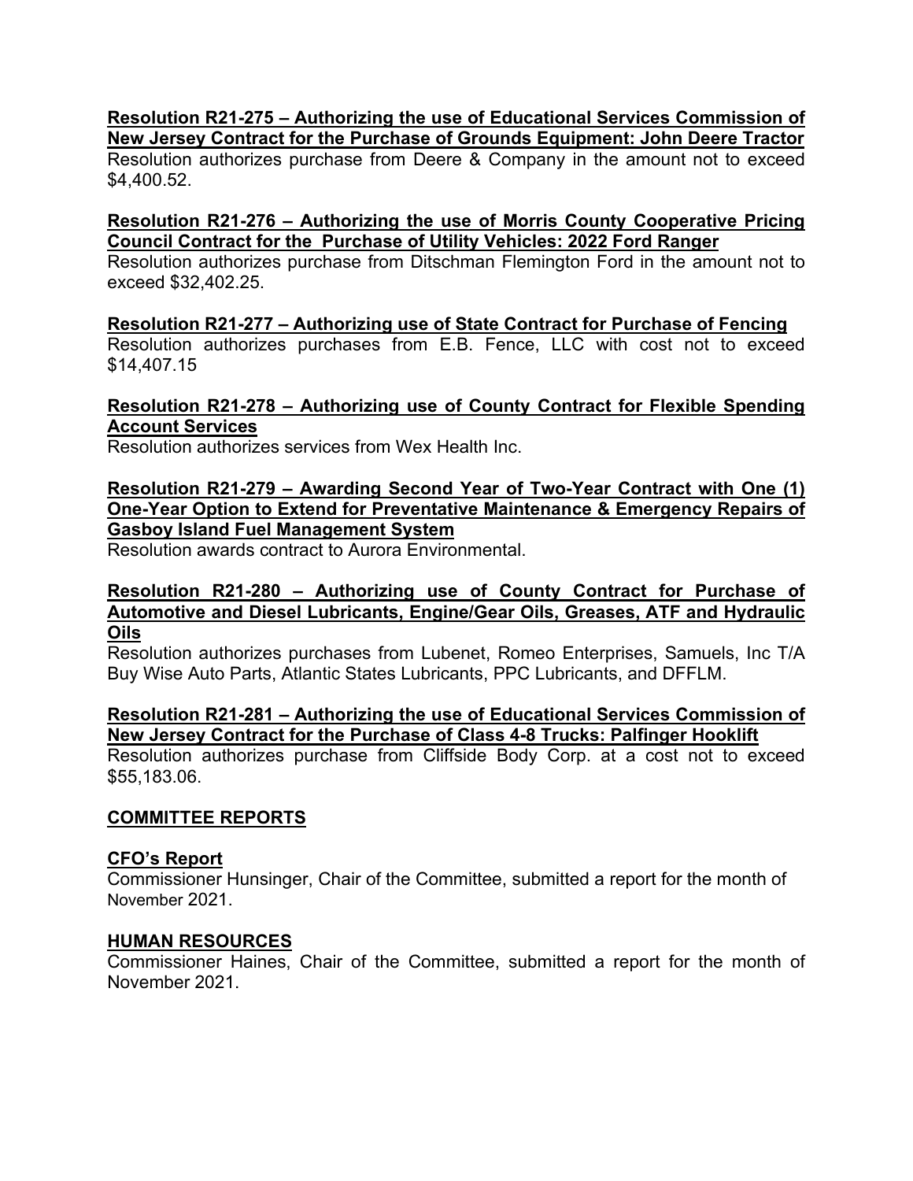**Resolution R21-275 – Authorizing the use of Educational Services Commission of New Jersey Contract for the Purchase of Grounds Equipment: John Deere Tractor**
Resolution authorizes purchase from Deere & Company in the amount not to exceed $4,400.52.

**Resolution R21-276 – Authorizing the use of Morris County Cooperative Pricing Council Contract for the Purchase of Utility Vehicles: 2022 Ford Ranger**
Resolution authorizes purchase from Ditschman Flemington Ford in the amount not to exceed $32,402.25.

**Resolution R21-277 – Authorizing use of State Contract for Purchase of Fencing**
Resolution authorizes purchases from E.B. Fence, LLC with cost not to exceed $14,407.15

**Resolution R21-278 – Authorizing use of County Contract for Flexible Spending Account Services**
Resolution authorizes services from Wex Health Inc.

**Resolution R21-279 – Awarding Second Year of Two-Year Contract with One (1) One-Year Option to Extend for Preventative Maintenance & Emergency Repairs of Gasboy Island Fuel Management System**
Resolution awards contract to Aurora Environmental.

**Resolution R21-280 – Authorizing use of County Contract for Purchase of Automotive and Diesel Lubricants, Engine/Gear Oils, Greases, ATF and Hydraulic Oils**
Resolution authorizes purchases from Lubenet, Romeo Enterprises, Samuels, Inc T/A Buy Wise Auto Parts, Atlantic States Lubricants, PPC Lubricants, and DFFLM.

**Resolution R21-281 – Authorizing the use of Educational Services Commission of New Jersey Contract for the Purchase of Class 4-8 Trucks: Palfinger Hooklift**
Resolution authorizes purchase from Cliffside Body Corp. at a cost not to exceed $55,183.06.

## COMMITTEE REPORTS

### CFO's Report
Commissioner Hunsinger, Chair of the Committee, submitted a report for the month of November 2021.

### HUMAN RESOURCES
Commissioner Haines, Chair of the Committee, submitted a report for the month of November 2021.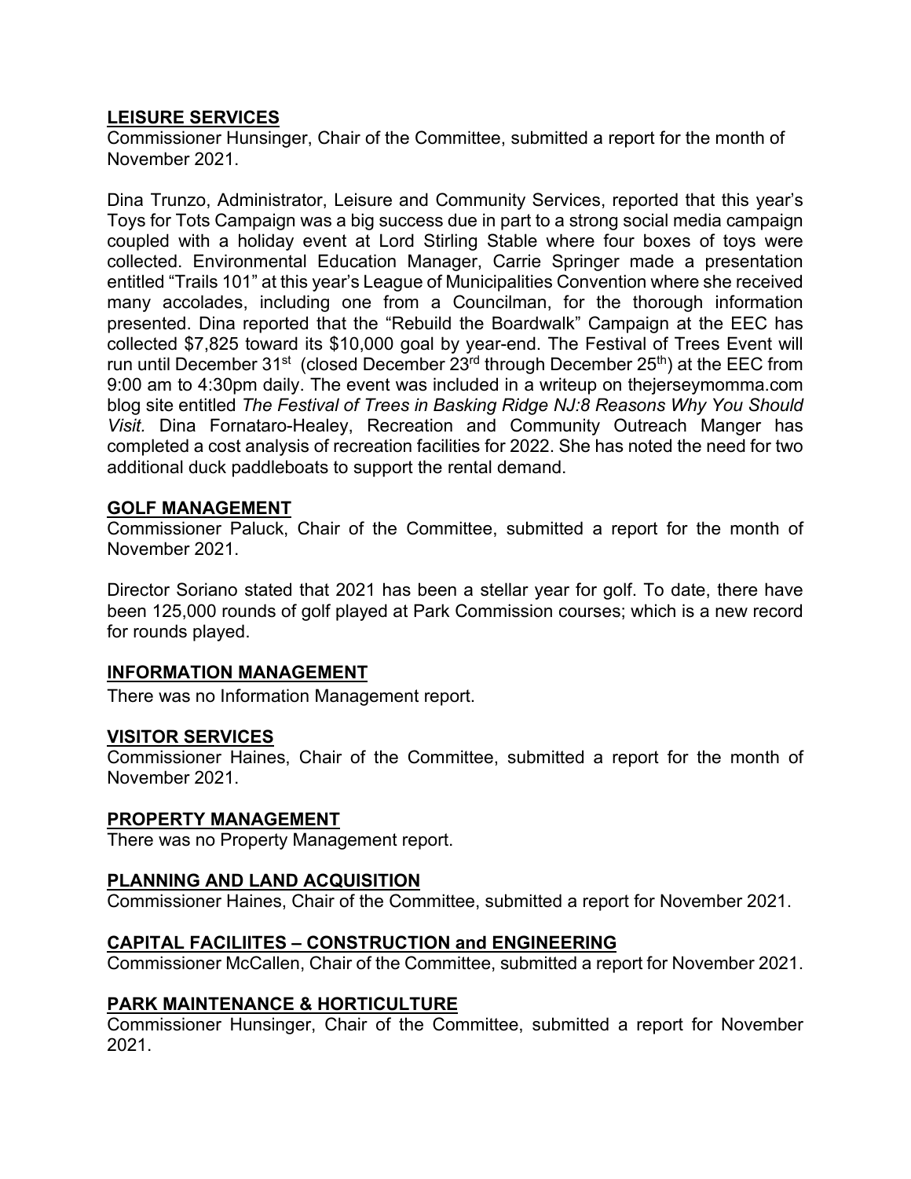## LEISURE SERVICES

Commissioner Hunsinger, Chair of the Committee, submitted a report for the month of November 2021.

Dina Trunzo, Administrator, Leisure and Community Services, reported that this year's Toys for Tots Campaign was a big success due in part to a strong social media campaign coupled with a holiday event at Lord Stirling Stable where four boxes of toys were collected. Environmental Education Manager, Carrie Springer made a presentation entitled "Trails 101" at this year's League of Municipalities Convention where she received many accolades, including one from a Councilman, for the thorough information presented. Dina reported that the "Rebuild the Boardwalk" Campaign at the EEC has collected $7,825 toward its $10,000 goal by year-end. The Festival of Trees Event will run until December 31st (closed December 23rd through December 25th) at the EEC from 9:00 am to 4:30pm daily. The event was included in a writeup on thejerseymomma.com blog site entitled *The Festival of Trees in Basking Ridge NJ:8 Reasons Why You Should Visit.* Dina Fornataro-Healey, Recreation and Community Outreach Manger has completed a cost analysis of recreation facilities for 2022. She has noted the need for two additional duck paddleboats to support the rental demand.

## GOLF MANAGEMENT

Commissioner Paluck, Chair of the Committee, submitted a report for the month of November 2021.

Director Soriano stated that 2021 has been a stellar year for golf. To date, there have been 125,000 rounds of golf played at Park Commission courses; which is a new record for rounds played.

## INFORMATION MANAGEMENT

There was no Information Management report.

## VISITOR SERVICES

Commissioner Haines, Chair of the Committee, submitted a report for the month of November 2021.

## PROPERTY MANAGEMENT

There was no Property Management report.

## PLANNING AND LAND ACQUISITION

Commissioner Haines, Chair of the Committee, submitted a report for November 2021.

## CAPITAL FACILIITES – CONSTRUCTION and ENGINEERING

Commissioner McCallen, Chair of the Committee, submitted a report for November 2021.

## PARK MAINTENANCE & HORTICULTURE

Commissioner Hunsinger, Chair of the Committee, submitted a report for November 2021.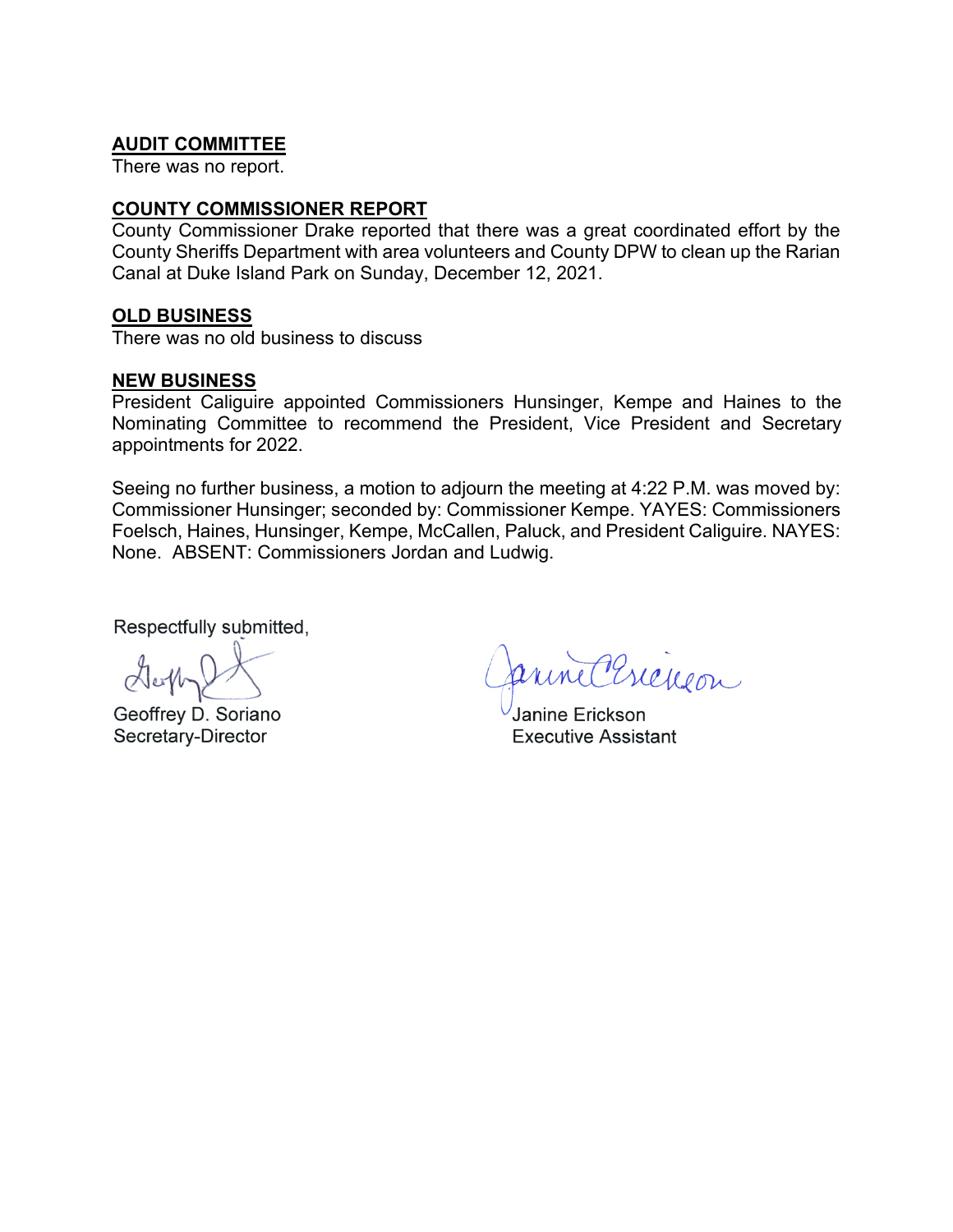**AUDIT COMMITTEE**
There was no report.

**COUNTY COMMISSIONER REPORT**
County Commissioner Drake reported that there was a great coordinated effort by the County Sheriffs Department with area volunteers and County DPW to clean up the Rarian Canal at Duke Island Park on Sunday, December 12, 2021.

**OLD BUSINESS**
There was no old business to discuss

**NEW BUSINESS**
President Caliguire appointed Commissioners Hunsinger, Kempe and Haines to the Nominating Committee to recommend the President, Vice President and Secretary appointments for 2022.

Seeing no further business, a motion to adjourn the meeting at 4:22 P.M. was moved by: Commissioner Hunsinger; seconded by: Commissioner Kempe. YAYES: Commissioners Foelsch, Haines, Hunsinger, Kempe, McCallen, Paluck, and President Caliguire. NAYES: None. ABSENT: Commissioners Jordan and Ludwig.

Respectfully submitted,

Geoffrey D. Soriano
Secretary-Director

Janine Erickson
Executive Assistant